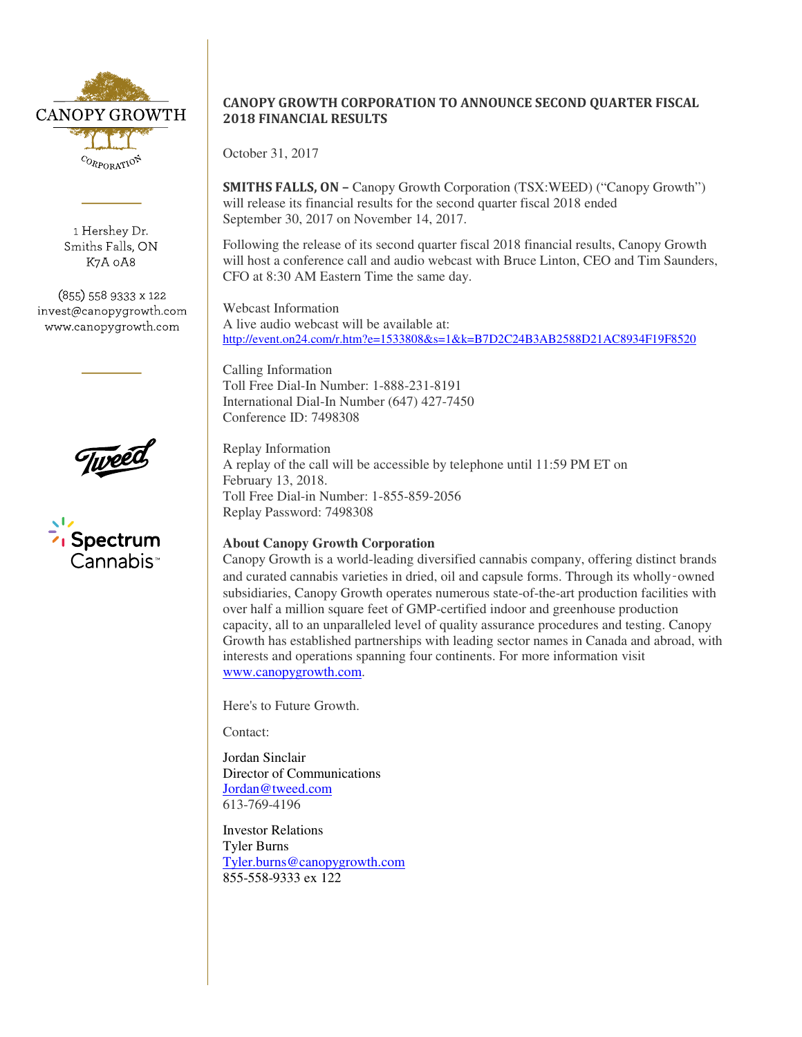CANOPY GROWTH

CORPORATION

1 Hershey Dr.
Smiths Falls, ON
K7A 0A8

(855) 558 9333 x 122
invest@canopygrowth.com
www.canopygrowth.com

Tweed

Spectrum Cannabis™

## CANOPY GROWTH CORPORATION TO ANNOUNCE SECOND QUARTER FISCAL 2018 FINANCIAL RESULTS

October 31, 2017

**SMITHS FALLS, ON –** Canopy Growth Corporation (TSX:WEED) ("Canopy Growth") will release its financial results for the second quarter fiscal 2018 ended September 30, 2017 on November 14, 2017.

Following the release of its second quarter fiscal 2018 financial results, Canopy Growth will host a conference call and audio webcast with Bruce Linton, CEO and Tim Saunders, CFO at 8:30 AM Eastern Time the same day.

Webcast Information
A live audio webcast will be available at:
http://event.on24.com/r.htm?e=1533808&s=1&k=B7D2C24B3AB2588D21AC8934F19F8520

Calling Information
Toll Free Dial-In Number: 1-888-231-8191
International Dial-In Number (647) 427-7450
Conference ID: 7498308

Replay Information
A replay of the call will be accessible by telephone until 11:59 PM ET on February 13, 2018.
Toll Free Dial-in Number: 1-855-859-2056
Replay Password: 7498308

**About Canopy Growth Corporation**
Canopy Growth is a world-leading diversified cannabis company, offering distinct brands and curated cannabis varieties in dried, oil and capsule forms. Through its wholly-owned subsidiaries, Canopy Growth operates numerous state-of-the-art production facilities with over half a million square feet of GMP-certified indoor and greenhouse production capacity, all to an unparalleled level of quality assurance procedures and testing. Canopy Growth has established partnerships with leading sector names in Canada and abroad, with interests and operations spanning four continents. For more information visit www.canopygrowth.com.

Here's to Future Growth.

Contact:

Jordan Sinclair
Director of Communications
Jordan@tweed.com
613-769-4196

Investor Relations
Tyler Burns
Tyler.burns@canopygrowth.com
855-558-9333 ex 122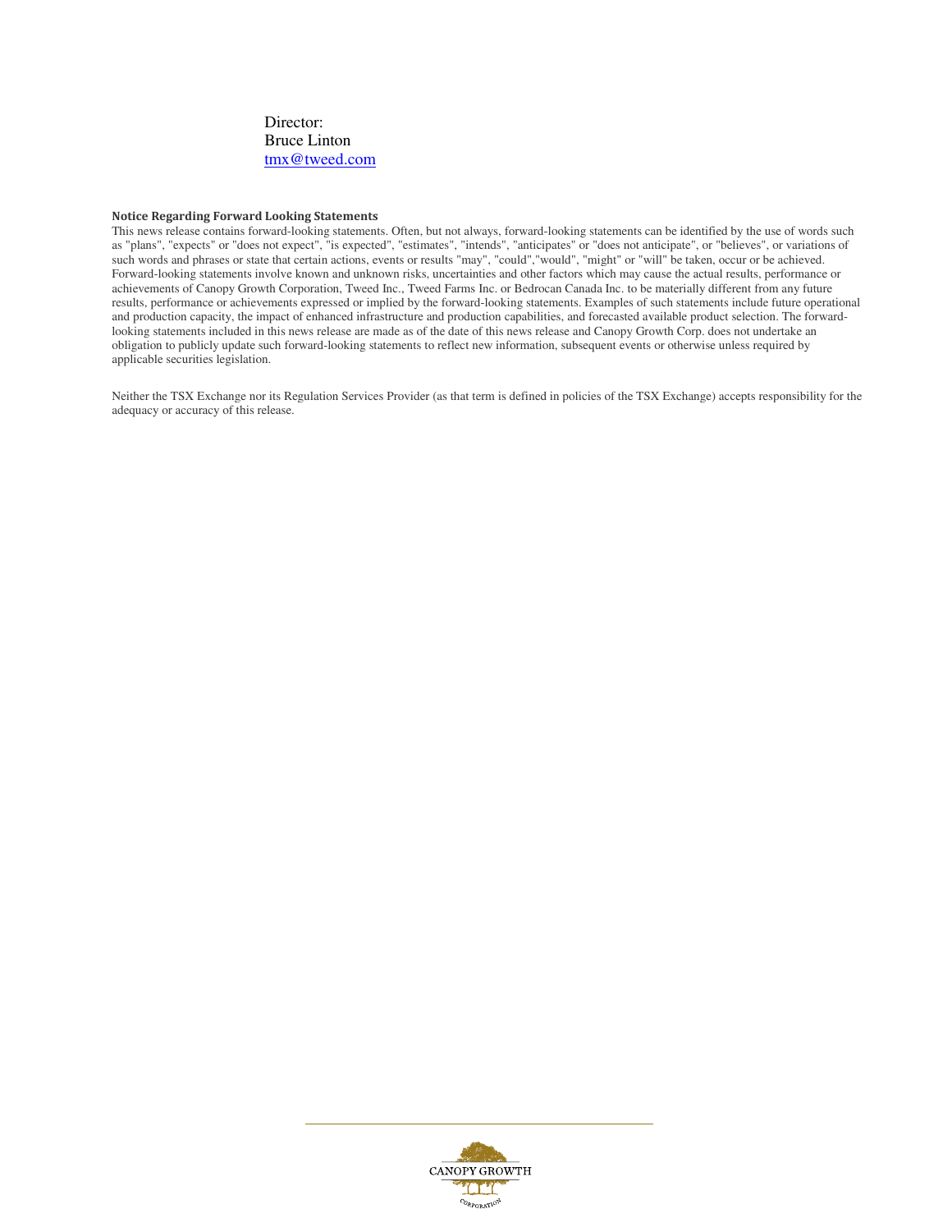Director:
Bruce Linton
tmx@tweed.com

**Notice Regarding Forward Looking Statements**

This news release contains forward-looking statements. Often, but not always, forward-looking statements can be identified by the use of words such as "plans", "expects" or "does not expect", "is expected", "estimates", "intends", "anticipates" or "does not anticipate", or "believes", or variations of such words and phrases or state that certain actions, events or results "may", "could","would", "might" or "will" be taken, occur or be achieved. Forward-looking statements involve known and unknown risks, uncertainties and other factors which may cause the actual results, performance or achievements of Canopy Growth Corporation, Tweed Inc., Tweed Farms Inc. or Bedrocan Canada Inc. to be materially different from any future results, performance or achievements expressed or implied by the forward-looking statements. Examples of such statements include future operational and production capacity, the impact of enhanced infrastructure and production capabilities, and forecasted available product selection. The forward-looking statements included in this news release are made as of the date of this news release and Canopy Growth Corp. does not undertake an obligation to publicly update such forward-looking statements to reflect new information, subsequent events or otherwise unless required by applicable securities legislation.

Neither the TSX Exchange nor its Regulation Services Provider (as that term is defined in policies of the TSX Exchange) accepts responsibility for the adequacy or accuracy of this release.